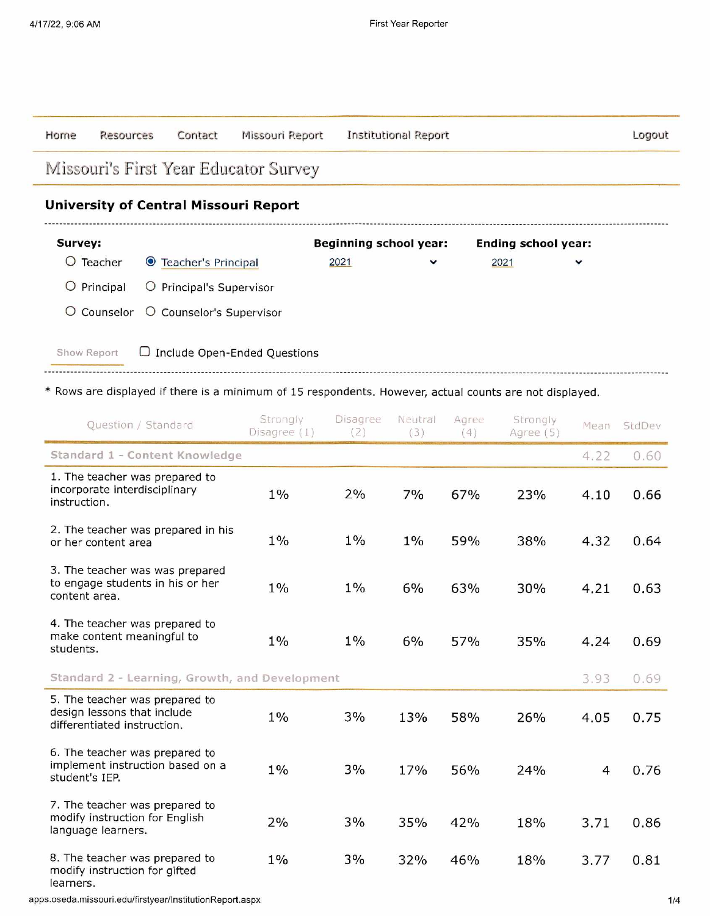Home Resources Contact Missouri Report Institutional Report Logout

# Missouri's First Year Educator Survey

## University of Central Missouri Report

**Survey:**

- ○ Teacher
- ◉ Teacher's Principal
- ○ Principal
- ○ Principal's Supervisor
- ○ Counselor
- ○ Counselor's Supervisor

**Beginning school year:** 2021

**Ending school year:** 2021

Show Report ☐ Include Open-Ended Questions

* Rows are displayed if there is a minimum of 15 respondents. However, actual counts are not displayed.

| Question / Standard | Strongly Disagree (1) | Disagree (2) | Neutral (3) | Agree (4) | Strongly Agree (5) | Mean | StdDev |
|---|---|---|---|---|---|---|---|
| **Standard 1 - Content Knowledge** | | | | | | 4.22 | 0.60 |
| 1. The teacher was prepared to incorporate interdisciplinary instruction. | 1% | 2% | 7% | 67% | 23% | 4.10 | 0.66 |
| 2. The teacher was prepared in his or her content area | 1% | 1% | 1% | 59% | 38% | 4.32 | 0.64 |
| 3. The teacher was was prepared to engage students in his or her content area. | 1% | 1% | 6% | 63% | 30% | 4.21 | 0.63 |
| 4. The teacher was prepared to make content meaningful to students. | 1% | 1% | 6% | 57% | 35% | 4.24 | 0.69 |
| **Standard 2 - Learning, Growth, and Development** | | | | | | 3.93 | 0.69 |
| 5. The teacher was prepared to design lessons that include differentiated instruction. | 1% | 3% | 13% | 58% | 26% | 4.05 | 0.75 |
| 6. The teacher was prepared to implement instruction based on a student's IEP. | 1% | 3% | 17% | 56% | 24% | 4 | 0.76 |
| 7. The teacher was prepared to modify instruction for English language learners. | 2% | 3% | 35% | 42% | 18% | 3.71 | 0.86 |
| 8. The teacher was prepared to modify instruction for gifted learners. | 1% | 3% | 32% | 46% | 18% | 3.77 | 0.81 |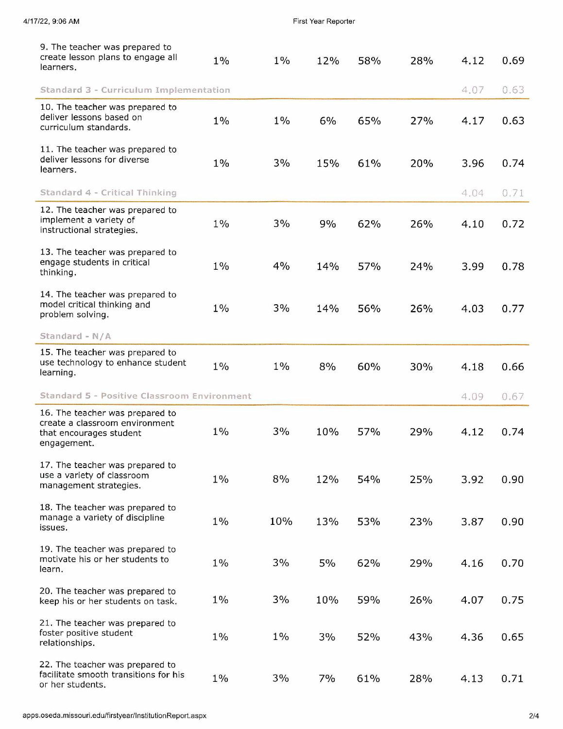| | | | | | | | |
|---|---|---|---|---|---|---|---|
| 9. The teacher was prepared to create lesson plans to engage all learners. | 1% | 1% | 12% | 58% | 28% | 4.12 | 0.69 |
| **Standard 3 - Curriculum Implementation** | | | | | | 4.07 | 0.63 |
| 10. The teacher was prepared to deliver lessons based on curriculum standards. | 1% | 1% | 6% | 65% | 27% | 4.17 | 0.63 |
| 11. The teacher was prepared to deliver lessons for diverse learners. | 1% | 3% | 15% | 61% | 20% | 3.96 | 0.74 |
| **Standard 4 - Critical Thinking** | | | | | | 4.04 | 0.71 |
| 12. The teacher was prepared to implement a variety of instructional strategies. | 1% | 3% | 9% | 62% | 26% | 4.10 | 0.72 |
| 13. The teacher was prepared to engage students in critical thinking. | 1% | 4% | 14% | 57% | 24% | 3.99 | 0.78 |
| 14. The teacher was prepared to model critical thinking and problem solving. | 1% | 3% | 14% | 56% | 26% | 4.03 | 0.77 |
| **Standard - N/A** | | | | | | | |
| 15. The teacher was prepared to use technology to enhance student learning. | 1% | 1% | 8% | 60% | 30% | 4.18 | 0.66 |
| **Standard 5 - Positive Classroom Environment** | | | | | | 4.09 | 0.67 |
| 16. The teacher was prepared to create a classroom environment that encourages student engagement. | 1% | 3% | 10% | 57% | 29% | 4.12 | 0.74 |
| 17. The teacher was prepared to use a variety of classroom management strategies. | 1% | 8% | 12% | 54% | 25% | 3.92 | 0.90 |
| 18. The teacher was prepared to manage a variety of discipline issues. | 1% | 10% | 13% | 53% | 23% | 3.87 | 0.90 |
| 19. The teacher was prepared to motivate his or her students to learn. | 1% | 3% | 5% | 62% | 29% | 4.16 | 0.70 |
| 20. The teacher was prepared to keep his or her students on task. | 1% | 3% | 10% | 59% | 26% | 4.07 | 0.75 |
| 21. The teacher was prepared to foster positive student relationships. | 1% | 1% | 3% | 52% | 43% | 4.36 | 0.65 |
| 22. The teacher was prepared to facilitate smooth transitions for his or her students. | 1% | 3% | 7% | 61% | 28% | 4.13 | 0.71 |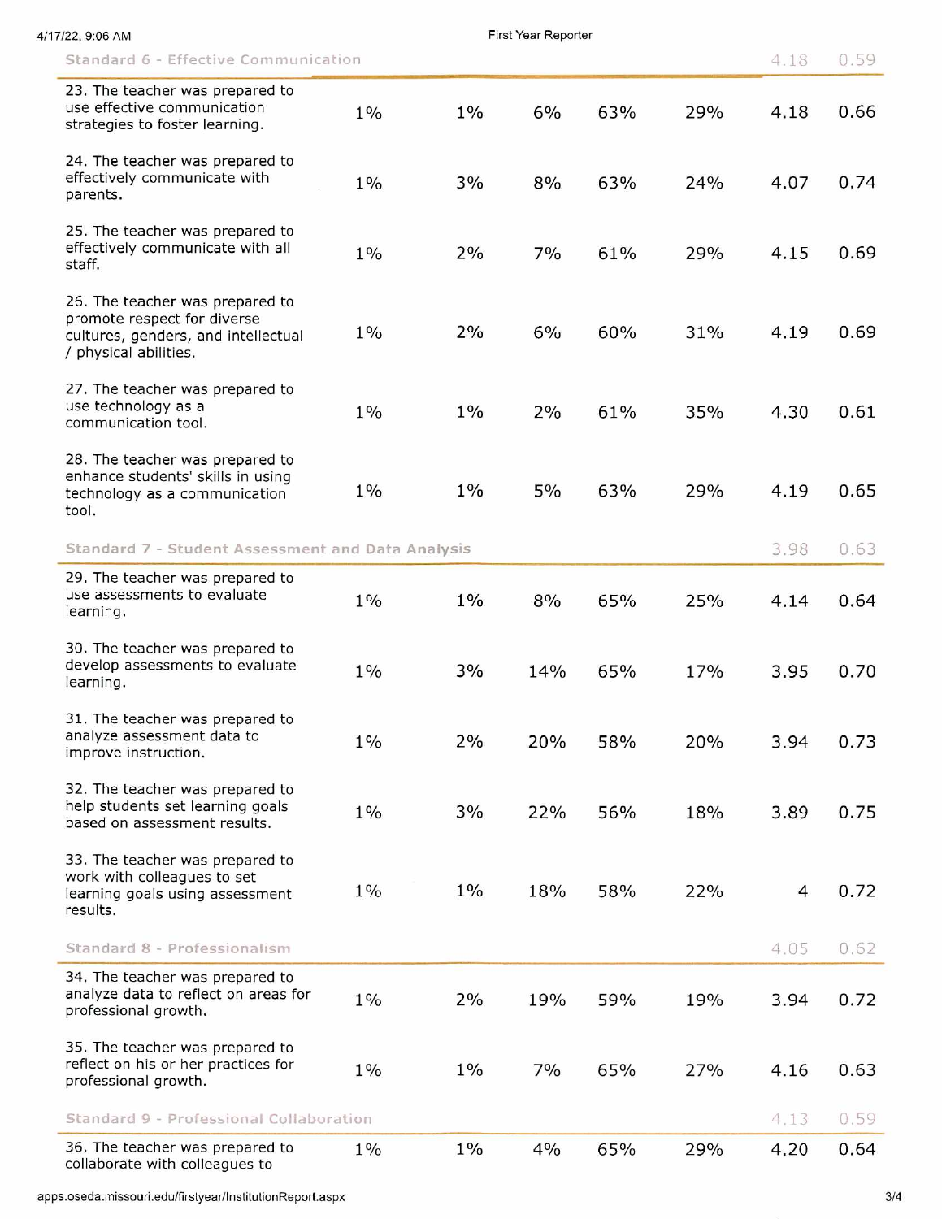| Standard 6 - Effective Communication | | | | | | 4.18 | 0.59 |
|---|---|---|---|---|---|---|---|
| 23. The teacher was prepared to use effective communication strategies to foster learning. | 1% | 1% | 6% | 63% | 29% | 4.18 | 0.66 |
| 24. The teacher was prepared to effectively communicate with parents. | 1% | 3% | 8% | 63% | 24% | 4.07 | 0.74 |
| 25. The teacher was prepared to effectively communicate with all staff. | 1% | 2% | 7% | 61% | 29% | 4.15 | 0.69 |
| 26. The teacher was prepared to promote respect for diverse cultures, genders, and intellectual / physical abilities. | 1% | 2% | 6% | 60% | 31% | 4.19 | 0.69 |
| 27. The teacher was prepared to use technology as a communication tool. | 1% | 1% | 2% | 61% | 35% | 4.30 | 0.61 |
| 28. The teacher was prepared to enhance students' skills in using technology as a communication tool. | 1% | 1% | 5% | 63% | 29% | 4.19 | 0.65 |
| **Standard 7 - Student Assessment and Data Analysis** | | | | | | 3.98 | 0.63 |
| 29. The teacher was prepared to use assessments to evaluate learning. | 1% | 1% | 8% | 65% | 25% | 4.14 | 0.64 |
| 30. The teacher was prepared to develop assessments to evaluate learning. | 1% | 3% | 14% | 65% | 17% | 3.95 | 0.70 |
| 31. The teacher was prepared to analyze assessment data to improve instruction. | 1% | 2% | 20% | 58% | 20% | 3.94 | 0.73 |
| 32. The teacher was prepared to help students set learning goals based on assessment results. | 1% | 3% | 22% | 56% | 18% | 3.89 | 0.75 |
| 33. The teacher was prepared to work with colleagues to set learning goals using assessment results. | 1% | 1% | 18% | 58% | 22% | 4 | 0.72 |
| **Standard 8 - Professionalism** | | | | | | 4.05 | 0.62 |
| 34. The teacher was prepared to analyze data to reflect on areas for professional growth. | 1% | 2% | 19% | 59% | 19% | 3.94 | 0.72 |
| 35. The teacher was prepared to reflect on his or her practices for professional growth. | 1% | 1% | 7% | 65% | 27% | 4.16 | 0.63 |
| **Standard 9 - Professional Collaboration** | | | | | | 4.13 | 0.59 |
| 36. The teacher was prepared to collaborate with colleagues to | 1% | 1% | 4% | 65% | 29% | 4.20 | 0.64 |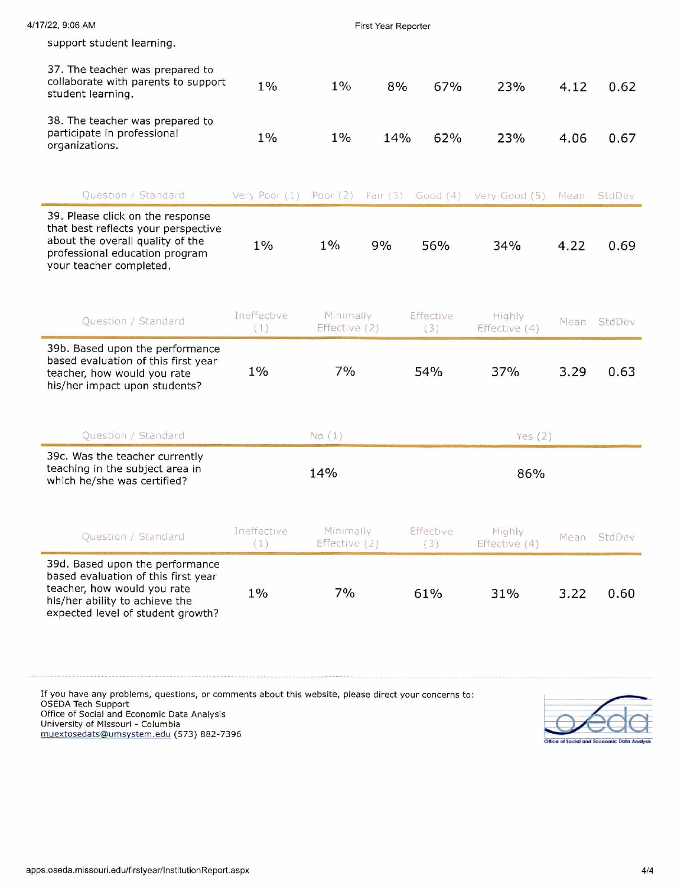support student learning.

| | | | | | | | |
|---|---|---|---|---|---|---|---|
| 37. The teacher was prepared to collaborate with parents to support student learning. | 1% | 1% | 8% | 67% | 23% | 4.12 | 0.62 |
| 38. The teacher was prepared to participate in professional organizations. | 1% | 1% | 14% | 62% | 23% | 4.06 | 0.67 |

| Question / Standard | Very Poor (1) | Poor (2) | Fair (3) | Good (4) | Very Good (5) | Mean | StdDev |
|---|---|---|---|---|---|---|---|
| 39. Please click on the response that best reflects your perspective about the overall quality of the professional education program your teacher completed. | 1% | 1% | 9% | 56% | 34% | 4.22 | 0.69 |

| Question / Standard | Ineffective (1) | Minimally Effective (2) | Effective (3) | Highly Effective (4) | Mean | StdDev |
|---|---|---|---|---|---|---|
| 39b. Based upon the performance based evaluation of this first year teacher, how would you rate his/her impact upon students? | 1% | 7% | 54% | 37% | 3.29 | 0.63 |

| Question / Standard | No (1) | Yes (2) |
|---|---|---|
| 39c. Was the teacher currently teaching in the subject area in which he/she was certified? | 14% | 86% |

| Question / Standard | Ineffective (1) | Minimally Effective (2) | Effective (3) | Highly Effective (4) | Mean | StdDev |
|---|---|---|---|---|---|---|
| 39d. Based upon the performance based evaluation of this first year teacher, how would you rate his/her ability to achieve the expected level of student growth? | 1% | 7% | 61% | 31% | 3.22 | 0.60 |

If you have any problems, questions, or comments about this website, please direct your concerns to:
OSEDA Tech Support
Office of Social and Economic Data Analysis
University of Missouri - Columbia
muextosedats@umsystem.edu (573) 882-7396

osedа
Office of Social and Economic Data Analysis